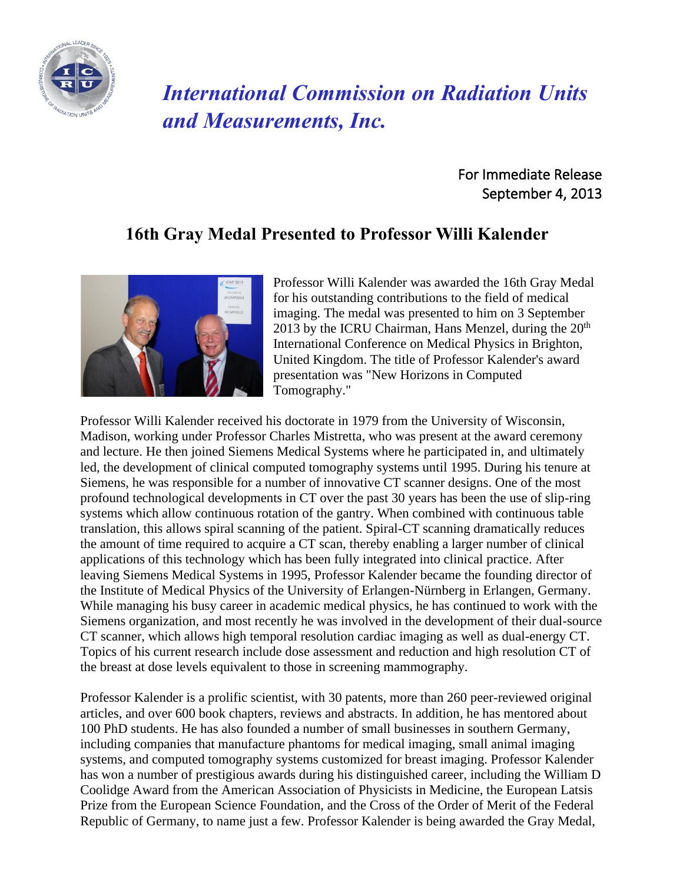# *International Commission on Radiation Units and Measurements, Inc.*

For Immediate Release
September 4, 2013

## 16th Gray Medal Presented to Professor Willi Kalender

Professor Willi Kalender was awarded the 16th Gray Medal for his outstanding contributions to the field of medical imaging. The medal was presented to him on 3 September 2013 by the ICRU Chairman, Hans Menzel, during the 20th International Conference on Medical Physics in Brighton, United Kingdom. The title of Professor Kalender's award presentation was "New Horizons in Computed Tomography."

Professor Willi Kalender received his doctorate in 1979 from the University of Wisconsin, Madison, working under Professor Charles Mistretta, who was present at the award ceremony and lecture. He then joined Siemens Medical Systems where he participated in, and ultimately led, the development of clinical computed tomography systems until 1995. During his tenure at Siemens, he was responsible for a number of innovative CT scanner designs. One of the most profound technological developments in CT over the past 30 years has been the use of slip-ring systems which allow continuous rotation of the gantry. When combined with continuous table translation, this allows spiral scanning of the patient. Spiral-CT scanning dramatically reduces the amount of time required to acquire a CT scan, thereby enabling a larger number of clinical applications of this technology which has been fully integrated into clinical practice. After leaving Siemens Medical Systems in 1995, Professor Kalender became the founding director of the Institute of Medical Physics of the University of Erlangen-Nürnberg in Erlangen, Germany. While managing his busy career in academic medical physics, he has continued to work with the Siemens organization, and most recently he was involved in the development of their dual-source CT scanner, which allows high temporal resolution cardiac imaging as well as dual-energy CT. Topics of his current research include dose assessment and reduction and high resolution CT of the breast at dose levels equivalent to those in screening mammography.

Professor Kalender is a prolific scientist, with 30 patents, more than 260 peer-reviewed original articles, and over 600 book chapters, reviews and abstracts. In addition, he has mentored about 100 PhD students. He has also founded a number of small businesses in southern Germany, including companies that manufacture phantoms for medical imaging, small animal imaging systems, and computed tomography systems customized for breast imaging. Professor Kalender has won a number of prestigious awards during his distinguished career, including the William D Coolidge Award from the American Association of Physicists in Medicine, the European Latsis Prize from the European Science Foundation, and the Cross of the Order of Merit of the Federal Republic of Germany, to name just a few. Professor Kalender is being awarded the Gray Medal,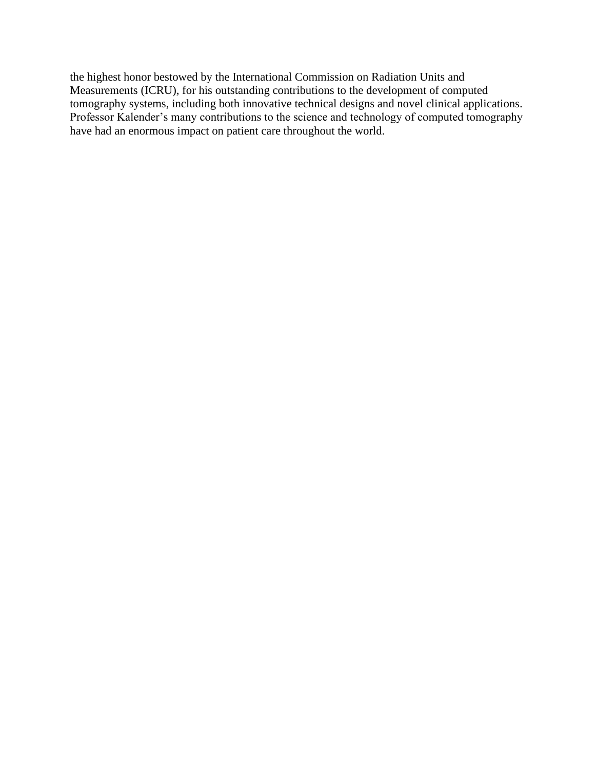the highest honor bestowed by the International Commission on Radiation Units and Measurements (ICRU), for his outstanding contributions to the development of computed tomography systems, including both innovative technical designs and novel clinical applications. Professor Kalender's many contributions to the science and technology of computed tomography have had an enormous impact on patient care throughout the world.